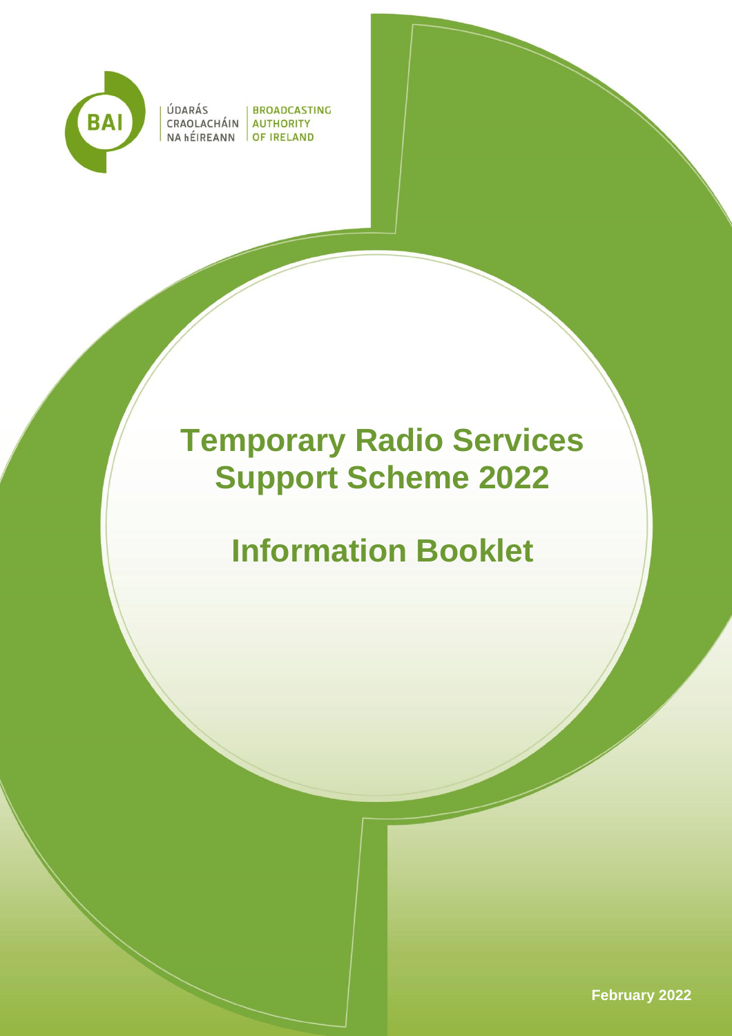ÚDARÁS CRAOLACHÁIN NA hÉIREANN | BROADCASTING AUTHORITY OF IRELAND

# Temporary Radio Services Support Scheme 2022

# Information Booklet

February 2022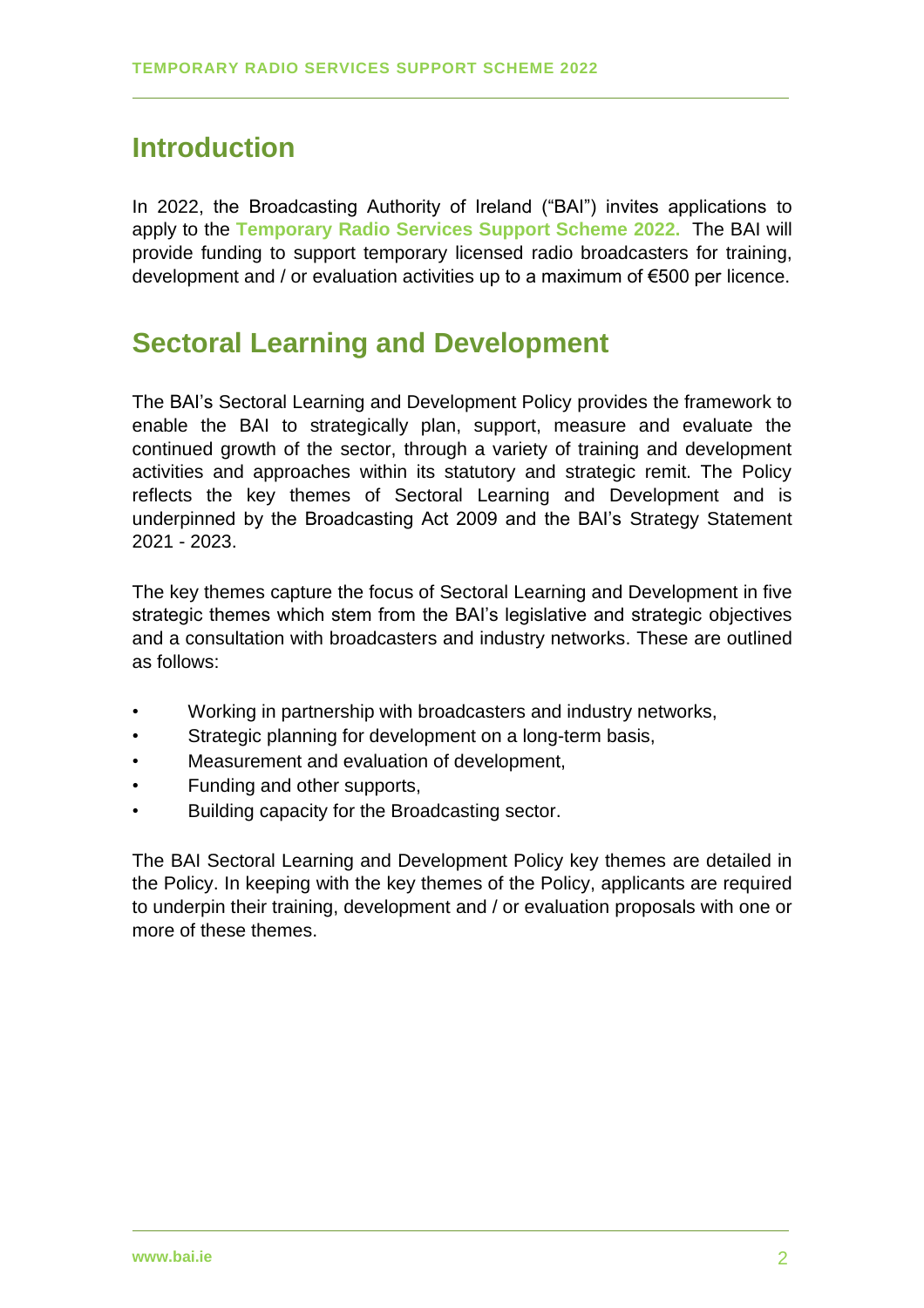## Introduction

In 2022, the Broadcasting Authority of Ireland ("BAI") invites applications to apply to the **Temporary Radio Services Support Scheme 2022.** The BAI will provide funding to support temporary licensed radio broadcasters for training, development and / or evaluation activities up to a maximum of €500 per licence.

## Sectoral Learning and Development

The BAI's Sectoral Learning and Development Policy provides the framework to enable the BAI to strategically plan, support, measure and evaluate the continued growth of the sector, through a variety of training and development activities and approaches within its statutory and strategic remit. The Policy reflects the key themes of Sectoral Learning and Development and is underpinned by the Broadcasting Act 2009 and the BAI's Strategy Statement 2021 - 2023.

The key themes capture the focus of Sectoral Learning and Development in five strategic themes which stem from the BAI's legislative and strategic objectives and a consultation with broadcasters and industry networks. These are outlined as follows:

- Working in partnership with broadcasters and industry networks,
- Strategic planning for development on a long-term basis,
- Measurement and evaluation of development,
- Funding and other supports,
- Building capacity for the Broadcasting sector.

The BAI Sectoral Learning and Development Policy key themes are detailed in the Policy. In keeping with the key themes of the Policy, applicants are required to underpin their training, development and / or evaluation proposals with one or more of these themes.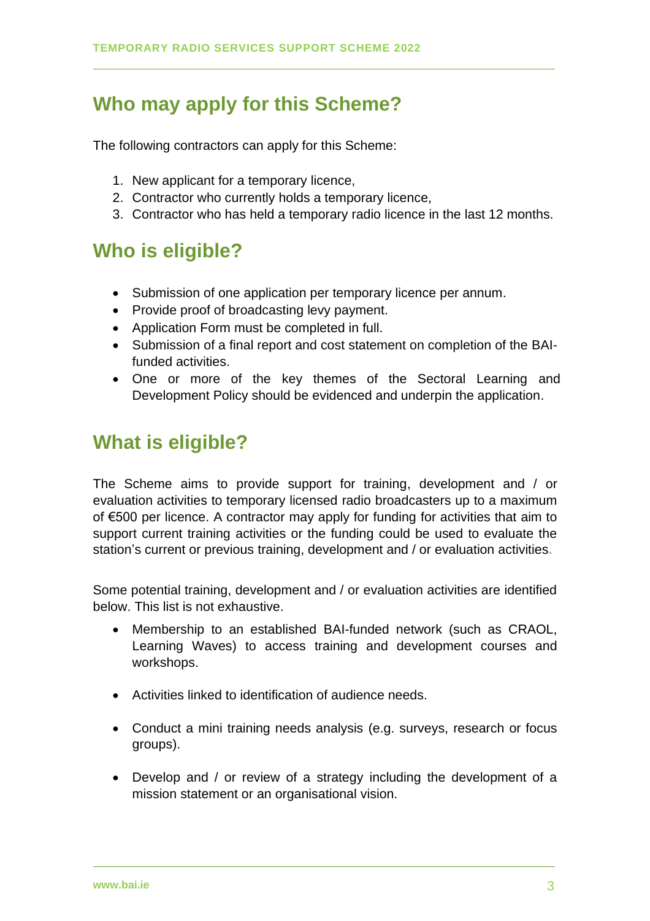## Who may apply for this Scheme?

The following contractors can apply for this Scheme:

1. New applicant for a temporary licence,
2. Contractor who currently holds a temporary licence,
3. Contractor who has held a temporary radio licence in the last 12 months.

## Who is eligible?

- Submission of one application per temporary licence per annum.
- Provide proof of broadcasting levy payment.
- Application Form must be completed in full.
- Submission of a final report and cost statement on completion of the BAI-funded activities.
- One or more of the key themes of the Sectoral Learning and Development Policy should be evidenced and underpin the application.

## What is eligible?

The Scheme aims to provide support for training, development and / or evaluation activities to temporary licensed radio broadcasters up to a maximum of €500 per licence. A contractor may apply for funding for activities that aim to support current training activities or the funding could be used to evaluate the station's current or previous training, development and / or evaluation activities.

Some potential training, development and / or evaluation activities are identified below. This list is not exhaustive.

- Membership to an established BAI-funded network (such as CRAOL, Learning Waves) to access training and development courses and workshops.
- Activities linked to identification of audience needs.
- Conduct a mini training needs analysis (e.g. surveys, research or focus groups).
- Develop and / or review of a strategy including the development of a mission statement or an organisational vision.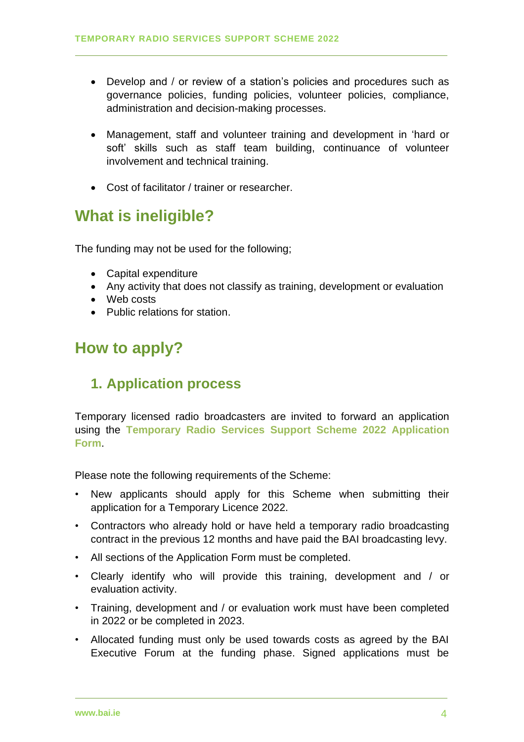- Develop and / or review of a station's policies and procedures such as governance policies, funding policies, volunteer policies, compliance, administration and decision-making processes.

- Management, staff and volunteer training and development in 'hard or soft' skills such as staff team building, continuance of volunteer involvement and technical training.

- Cost of facilitator / trainer or researcher.

## What is ineligible?

The funding may not be used for the following;

- Capital expenditure
- Any activity that does not classify as training, development or evaluation
- Web costs
- Public relations for station.

## How to apply?

### 1. Application process

Temporary licensed radio broadcasters are invited to forward an application using the **Temporary Radio Services Support Scheme 2022 Application Form**.

Please note the following requirements of the Scheme:

- New applicants should apply for this Scheme when submitting their application for a Temporary Licence 2022.
- Contractors who already hold or have held a temporary radio broadcasting contract in the previous 12 months and have paid the BAI broadcasting levy.
- All sections of the Application Form must be completed.
- Clearly identify who will provide this training, development and / or evaluation activity.
- Training, development and / or evaluation work must have been completed in 2022 or be completed in 2023.
- Allocated funding must only be used towards costs as agreed by the BAI Executive Forum at the funding phase. Signed applications must be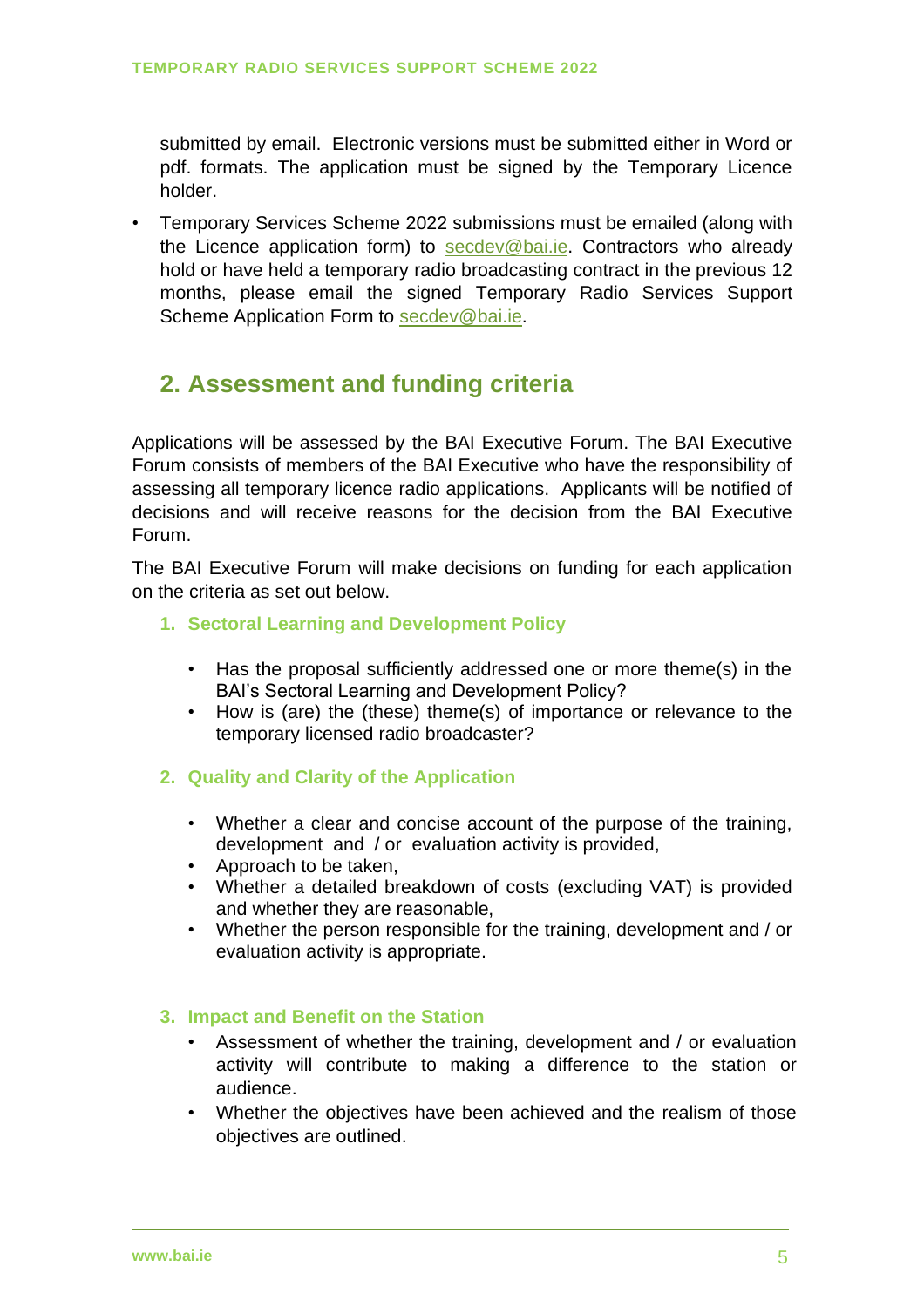submitted by email. Electronic versions must be submitted either in Word or pdf. formats. The application must be signed by the Temporary Licence holder.

- Temporary Services Scheme 2022 submissions must be emailed (along with the Licence application form) to secdev@bai.ie. Contractors who already hold or have held a temporary radio broadcasting contract in the previous 12 months, please email the signed Temporary Radio Services Support Scheme Application Form to secdev@bai.ie.

## 2. Assessment and funding criteria

Applications will be assessed by the BAI Executive Forum. The BAI Executive Forum consists of members of the BAI Executive who have the responsibility of assessing all temporary licence radio applications. Applicants will be notified of decisions and will receive reasons for the decision from the BAI Executive Forum.

The BAI Executive Forum will make decisions on funding for each application on the criteria as set out below.

### 1. Sectoral Learning and Development Policy

- Has the proposal sufficiently addressed one or more theme(s) in the BAI's Sectoral Learning and Development Policy?
- How is (are) the (these) theme(s) of importance or relevance to the temporary licensed radio broadcaster?

### 2. Quality and Clarity of the Application

- Whether a clear and concise account of the purpose of the training, development and / or evaluation activity is provided,
- Approach to be taken,
- Whether a detailed breakdown of costs (excluding VAT) is provided and whether they are reasonable,
- Whether the person responsible for the training, development and / or evaluation activity is appropriate.

### 3. Impact and Benefit on the Station

- Assessment of whether the training, development and / or evaluation activity will contribute to making a difference to the station or audience.
- Whether the objectives have been achieved and the realism of those objectives are outlined.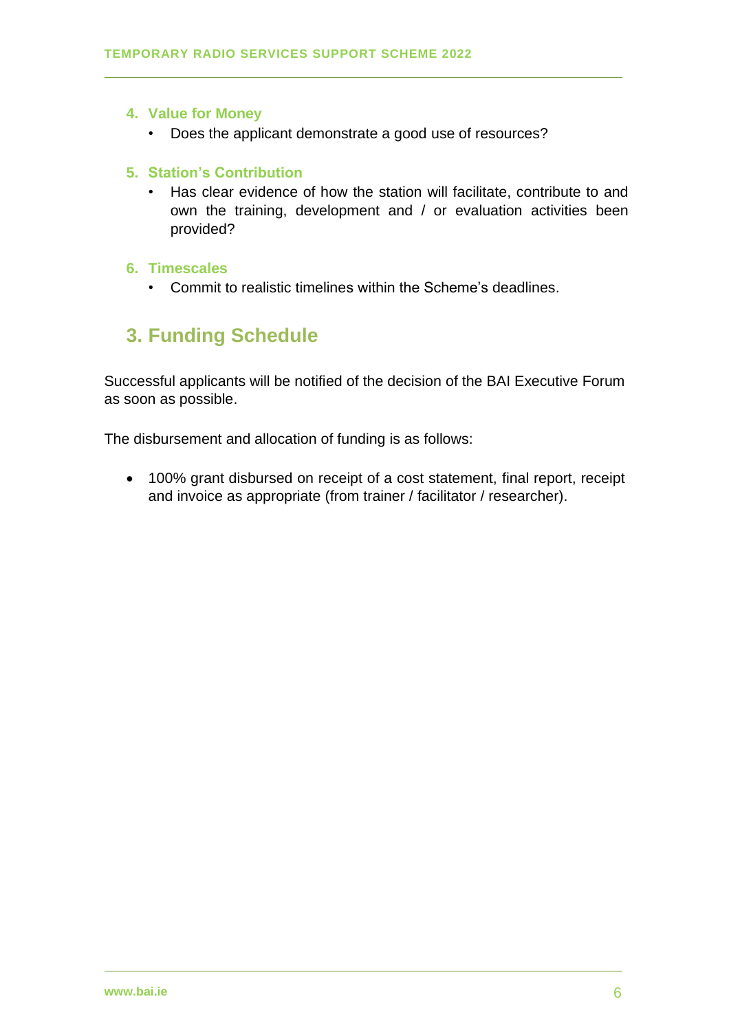4. **Value for Money**
    - Does the applicant demonstrate a good use of resources?

5. **Station's Contribution**
    - Has clear evidence of how the station will facilitate, contribute to and own the training, development and / or evaluation activities been provided?

6. **Timescales**
    - Commit to realistic timelines within the Scheme's deadlines.

## 3. Funding Schedule

Successful applicants will be notified of the decision of the BAI Executive Forum as soon as possible.

The disbursement and allocation of funding is as follows:

- 100% grant disbursed on receipt of a cost statement, final report, receipt and invoice as appropriate (from trainer / facilitator / researcher).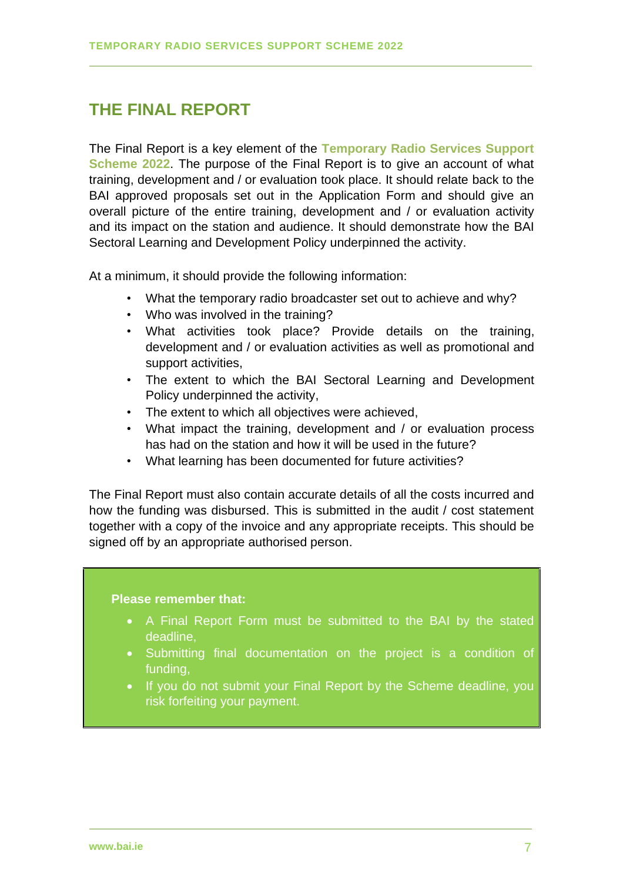# THE FINAL REPORT

The Final Report is a key element of the **Temporary Radio Services Support Scheme 2022**. The purpose of the Final Report is to give an account of what training, development and / or evaluation took place. It should relate back to the BAI approved proposals set out in the Application Form and should give an overall picture of the entire training, development and / or evaluation activity and its impact on the station and audience. It should demonstrate how the BAI Sectoral Learning and Development Policy underpinned the activity.

At a minimum, it should provide the following information:

- What the temporary radio broadcaster set out to achieve and why?
- Who was involved in the training?
- What activities took place? Provide details on the training, development and / or evaluation activities as well as promotional and support activities,
- The extent to which the BAI Sectoral Learning and Development Policy underpinned the activity,
- The extent to which all objectives were achieved,
- What impact the training, development and / or evaluation process has had on the station and how it will be used in the future?
- What learning has been documented for future activities?

The Final Report must also contain accurate details of all the costs incurred and how the funding was disbursed. This is submitted in the audit / cost statement together with a copy of the invoice and any appropriate receipts. This should be signed off by an appropriate authorised person.

**Please remember that:**

- A Final Report Form must be submitted to the BAI by the stated deadline,
- Submitting final documentation on the project is a condition of funding,
- If you do not submit your Final Report by the Scheme deadline, you risk forfeiting your payment.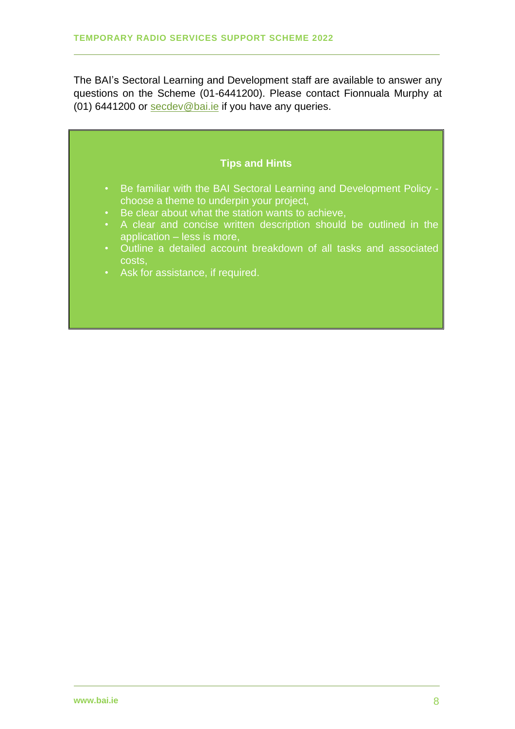The BAI's Sectoral Learning and Development staff are available to answer any questions on the Scheme (01-6441200). Please contact Fionnuala Murphy at (01) 6441200 or secdev@bai.ie if you have any queries.

**Tips and Hints**

- Be familiar with the BAI Sectoral Learning and Development Policy - choose a theme to underpin your project,
- Be clear about what the station wants to achieve,
- A clear and concise written description should be outlined in the application – less is more,
- Outline a detailed account breakdown of all tasks and associated costs,
- Ask for assistance, if required.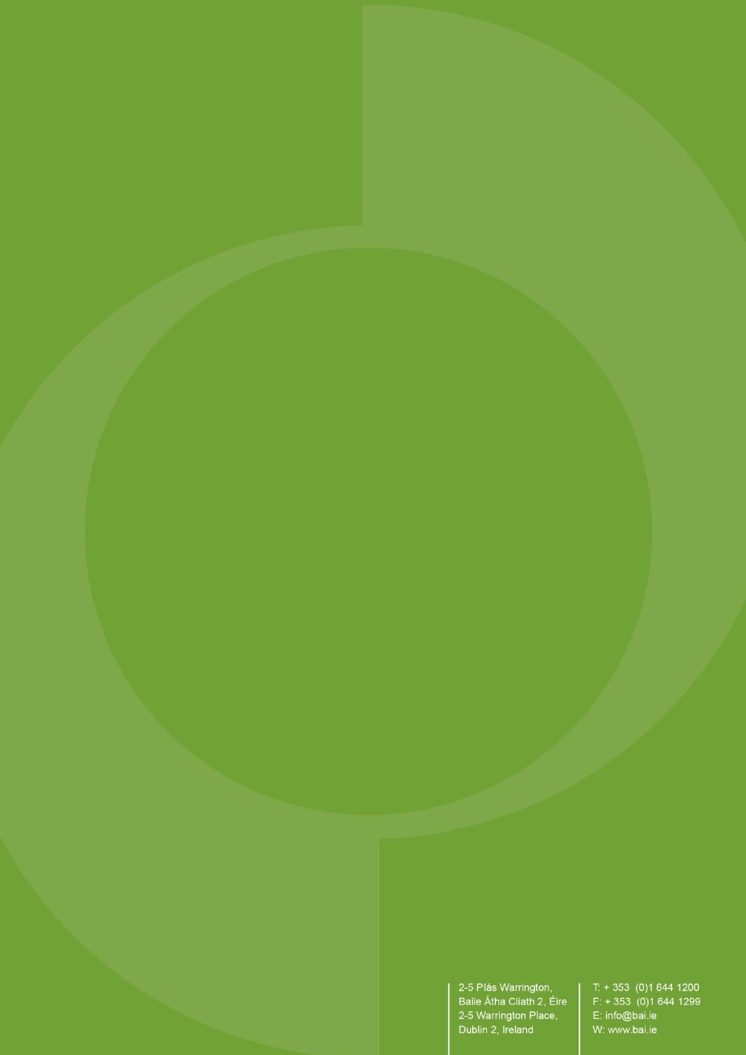2-5 Plás Warrington,
Baile Átha Cliath 2, Éire
2-5 Warrington Place,
Dublin 2, Ireland

T: + 353 (0)1 644 1200
F: + 353 (0)1 644 1299
E: info@bai.ie
W: www.bai.ie